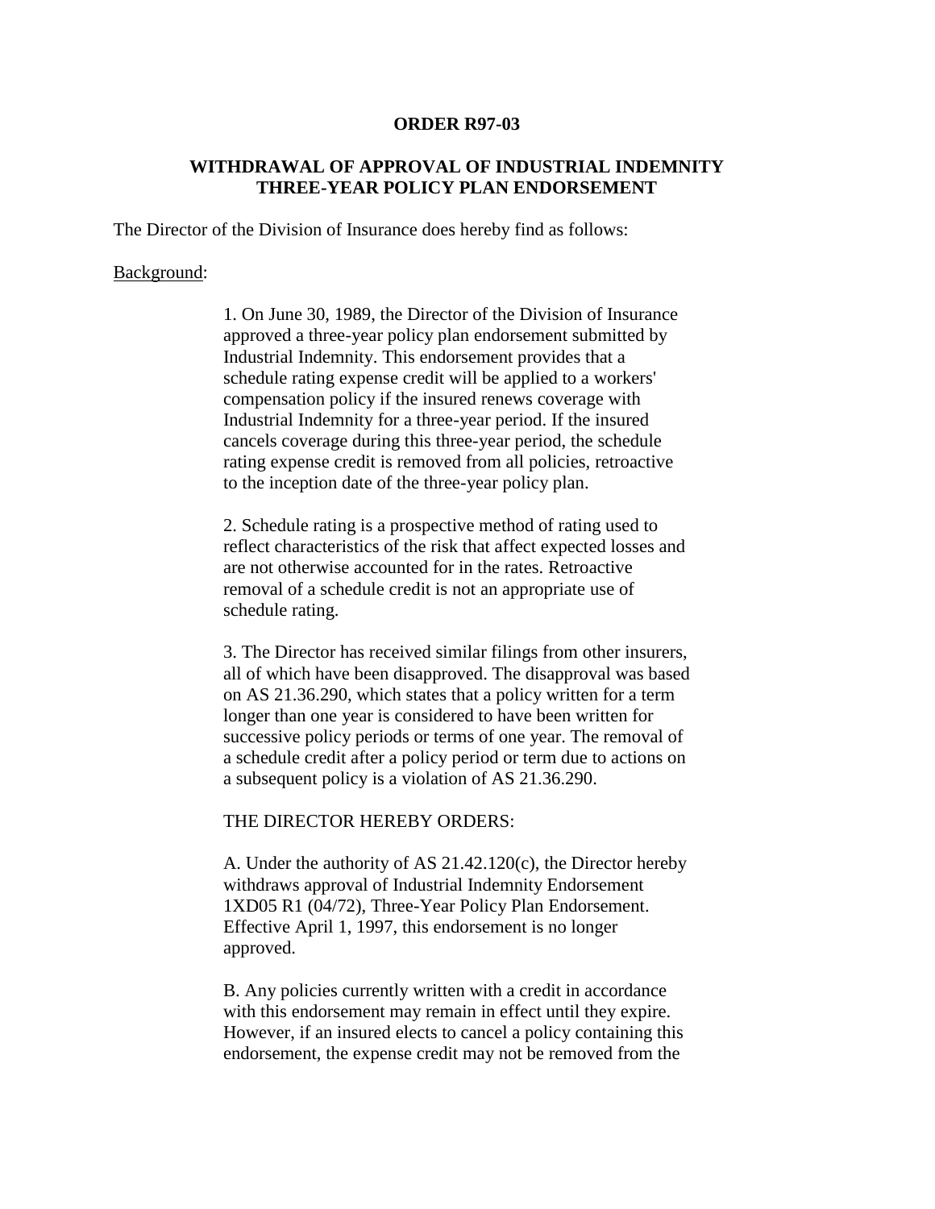**ORDER R97-03**

**WITHDRAWAL OF APPROVAL OF INDUSTRIAL INDEMNITY THREE-YEAR POLICY PLAN ENDORSEMENT**

The Director of the Division of Insurance does hereby find as follows:

<u>Background</u>:

1. On June 30, 1989, the Director of the Division of Insurance approved a three-year policy plan endorsement submitted by Industrial Indemnity. This endorsement provides that a schedule rating expense credit will be applied to a workers' compensation policy if the insured renews coverage with Industrial Indemnity for a three-year period. If the insured cancels coverage during this three-year period, the schedule rating expense credit is removed from all policies, retroactive to the inception date of the three-year policy plan.

2. Schedule rating is a prospective method of rating used to reflect characteristics of the risk that affect expected losses and are not otherwise accounted for in the rates. Retroactive removal of a schedule credit is not an appropriate use of schedule rating.

3. The Director has received similar filings from other insurers, all of which have been disapproved. The disapproval was based on AS 21.36.290, which states that a policy written for a term longer than one year is considered to have been written for successive policy periods or terms of one year. The removal of a schedule credit after a policy period or term due to actions on a subsequent policy is a violation of AS 21.36.290.

THE DIRECTOR HEREBY ORDERS:

A. Under the authority of AS 21.42.120(c), the Director hereby withdraws approval of Industrial Indemnity Endorsement 1XD05 R1 (04/72), Three-Year Policy Plan Endorsement. Effective April 1, 1997, this endorsement is no longer approved.

B. Any policies currently written with a credit in accordance with this endorsement may remain in effect until they expire. However, if an insured elects to cancel a policy containing this endorsement, the expense credit may not be removed from the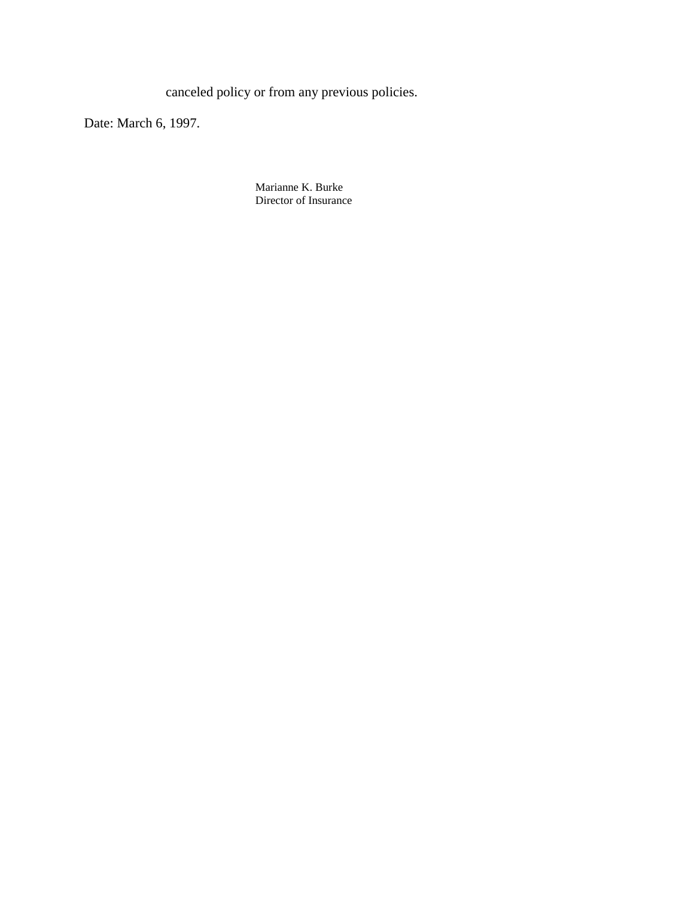canceled policy or from any previous policies.

Date: March 6, 1997.

Marianne K. Burke
Director of Insurance